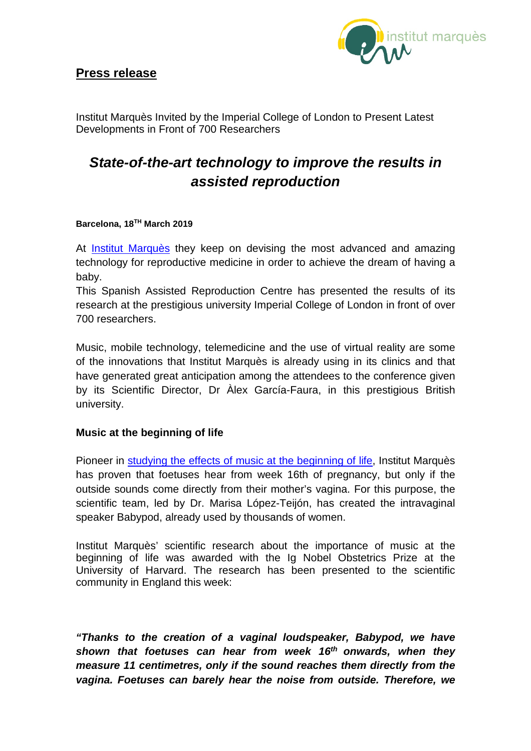## **Press release**

Institut Marquès Invited by the Imperial College of London to Present Latest Developments in Front of 700 Researchers

# ***State-of-the-art technology to improve the results in assisted reproduction***

**Barcelona, 18TH March 2019**

At Institut Marquès they keep on devising the most advanced and amazing technology for reproductive medicine in order to achieve the dream of having a baby.
This Spanish Assisted Reproduction Centre has presented the results of its research at the prestigious university Imperial College of London in front of over 700 researchers.

Music, mobile technology, telemedicine and the use of virtual reality are some of the innovations that Institut Marquès is already using in its clinics and that have generated great anticipation among the attendees to the conference given by its Scientific Director, Dr Àlex García-Faura, in this prestigious British university.

### **Music at the beginning of life**

Pioneer in studying the effects of music at the beginning of life, Institut Marquès has proven that foetuses hear from week 16th of pregnancy, but only if the outside sounds come directly from their mother's vagina. For this purpose, the scientific team, led by Dr. Marisa López-Teijón, has created the intravaginal speaker Babypod, already used by thousands of women.

Institut Marquès' scientific research about the importance of music at the beginning of life was awarded with the Ig Nobel Obstetrics Prize at the University of Harvard. The research has been presented to the scientific community in England this week:

***"Thanks to the creation of a vaginal loudspeaker, Babypod, we have shown that foetuses can hear from week 16th onwards, when they measure 11 centimetres, only if the sound reaches them directly from the vagina. Foetuses can barely hear the noise from outside. Therefore, we***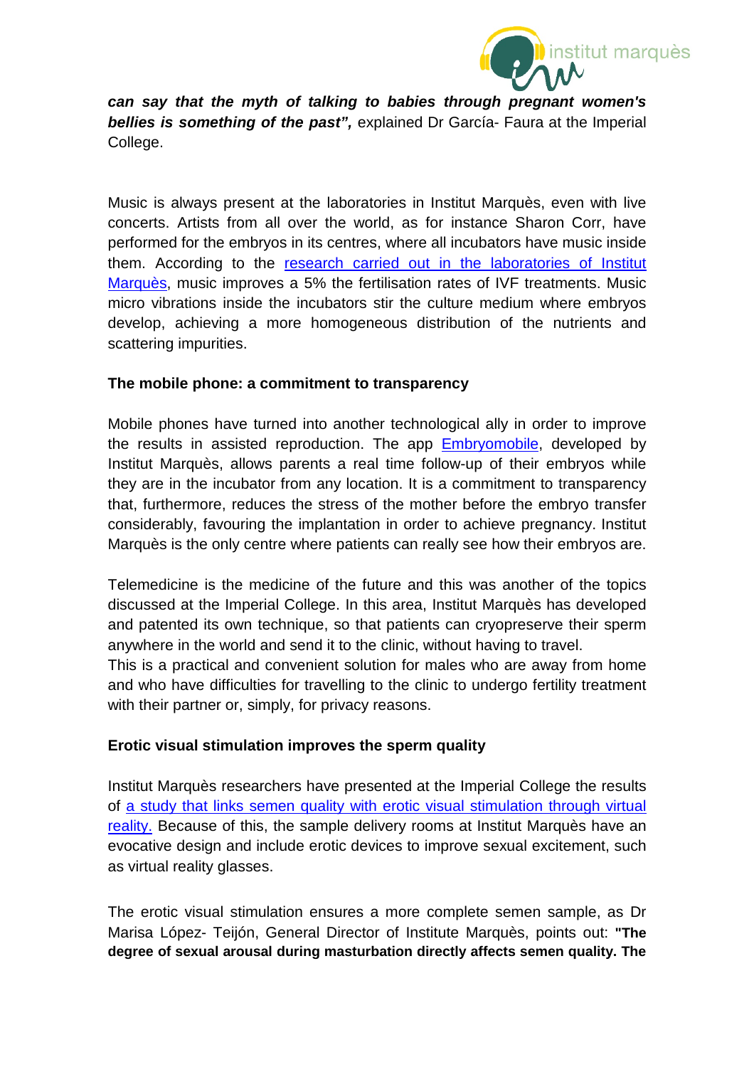***can say that the myth of talking to babies through pregnant women's bellies is something of the past",*** explained Dr García- Faura at the Imperial College.

Music is always present at the laboratories in Institut Marquès, even with live concerts. Artists from all over the world, as for instance Sharon Corr, have performed for the embryos in its centres, where all incubators have music inside them. According to the [research carried out in the laboratories of Institut Marquès](), music improves a 5% the fertilisation rates of IVF treatments. Music micro vibrations inside the incubators stir the culture medium where embryos develop, achieving a more homogeneous distribution of the nutrients and scattering impurities.

### The mobile phone: a commitment to transparency

Mobile phones have turned into another technological ally in order to improve the results in assisted reproduction. The app [Embryomobile](), developed by Institut Marquès, allows parents a real time follow-up of their embryos while they are in the incubator from any location. It is a commitment to transparency that, furthermore, reduces the stress of the mother before the embryo transfer considerably, favouring the implantation in order to achieve pregnancy. Institut Marquès is the only centre where patients can really see how their embryos are.

Telemedicine is the medicine of the future and this was another of the topics discussed at the Imperial College. In this area, Institut Marquès has developed and patented its own technique, so that patients can cryopreserve their sperm anywhere in the world and send it to the clinic, without having to travel.
This is a practical and convenient solution for males who are away from home and who have difficulties for travelling to the clinic to undergo fertility treatment with their partner or, simply, for privacy reasons.

### Erotic visual stimulation improves the sperm quality

Institut Marquès researchers have presented at the Imperial College the results of [a study that links semen quality with erotic visual stimulation through virtual reality.]() Because of this, the sample delivery rooms at Institut Marquès have an evocative design and include erotic devices to improve sexual excitement, such as virtual reality glasses.

The erotic visual stimulation ensures a more complete semen sample, as Dr Marisa López- Teijón, General Director of Institute Marquès, points out: **"The degree of sexual arousal during masturbation directly affects semen quality. The**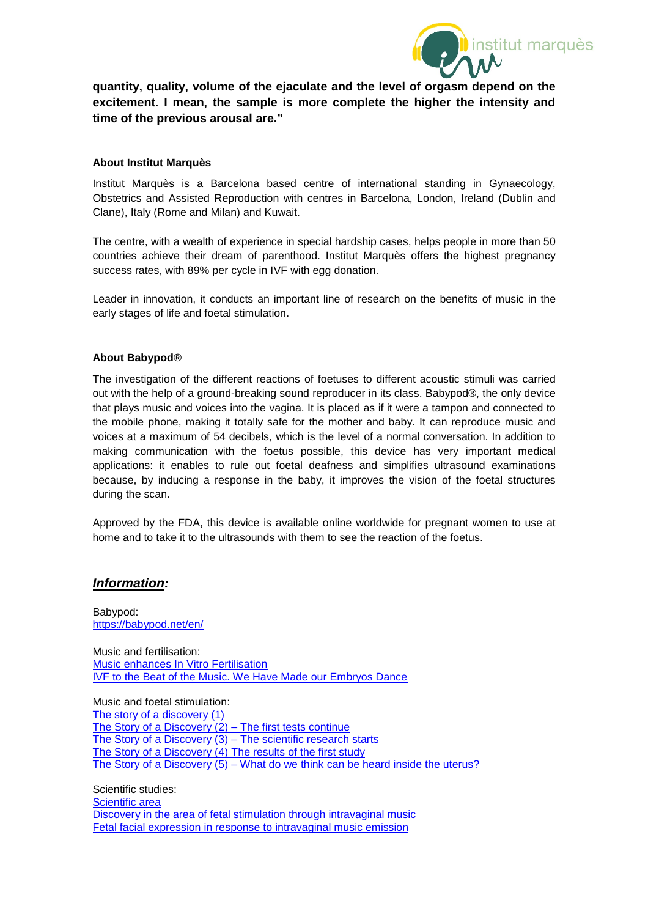**quantity, quality, volume of the ejaculate and the level of orgasm depend on the excitement. I mean, the sample is more complete the higher the intensity and time of the previous arousal are."**

**About Institut Marquès**

Institut Marquès is a Barcelona based centre of international standing in Gynaecology, Obstetrics and Assisted Reproduction with centres in Barcelona, London, Ireland (Dublin and Clane), Italy (Rome and Milan) and Kuwait.

The centre, with a wealth of experience in special hardship cases, helps people in more than 50 countries achieve their dream of parenthood. Institut Marquès offers the highest pregnancy success rates, with 89% per cycle in IVF with egg donation.

Leader in innovation, it conducts an important line of research on the benefits of music in the early stages of life and foetal stimulation.

**About Babypod®**

The investigation of the different reactions of foetuses to different acoustic stimuli was carried out with the help of a ground-breaking sound reproducer in its class. Babypod®, the only device that plays music and voices into the vagina. It is placed as if it were a tampon and connected to the mobile phone, making it totally safe for the mother and baby. It can reproduce music and voices at a maximum of 54 decibels, which is the level of a normal conversation. In addition to making communication with the foetus possible, this device has very important medical applications: it enables to rule out foetal deafness and simplifies ultrasound examinations because, by inducing a response in the baby, it improves the vision of the foetal structures during the scan.

Approved by the FDA, this device is available online worldwide for pregnant women to use at home and to take it to the ultrasounds with them to see the reaction of the foetus.

## ***Information:***

Babypod:
https://babypod.net/en/

Music and fertilisation:
Music enhances In Vitro Fertilisation
IVF to the Beat of the Music. We Have Made our Embryos Dance

Music and foetal stimulation:
The story of a discovery (1)
The Story of a Discovery (2) – The first tests continue
The Story of a Discovery (3) – The scientific research starts
The Story of a Discovery (4) The results of the first study
The Story of a Discovery (5) – What do we think can be heard inside the uterus?

Scientific studies:
Scientific area
Discovery in the area of fetal stimulation through intravaginal music
Fetal facial expression in response to intravaginal music emission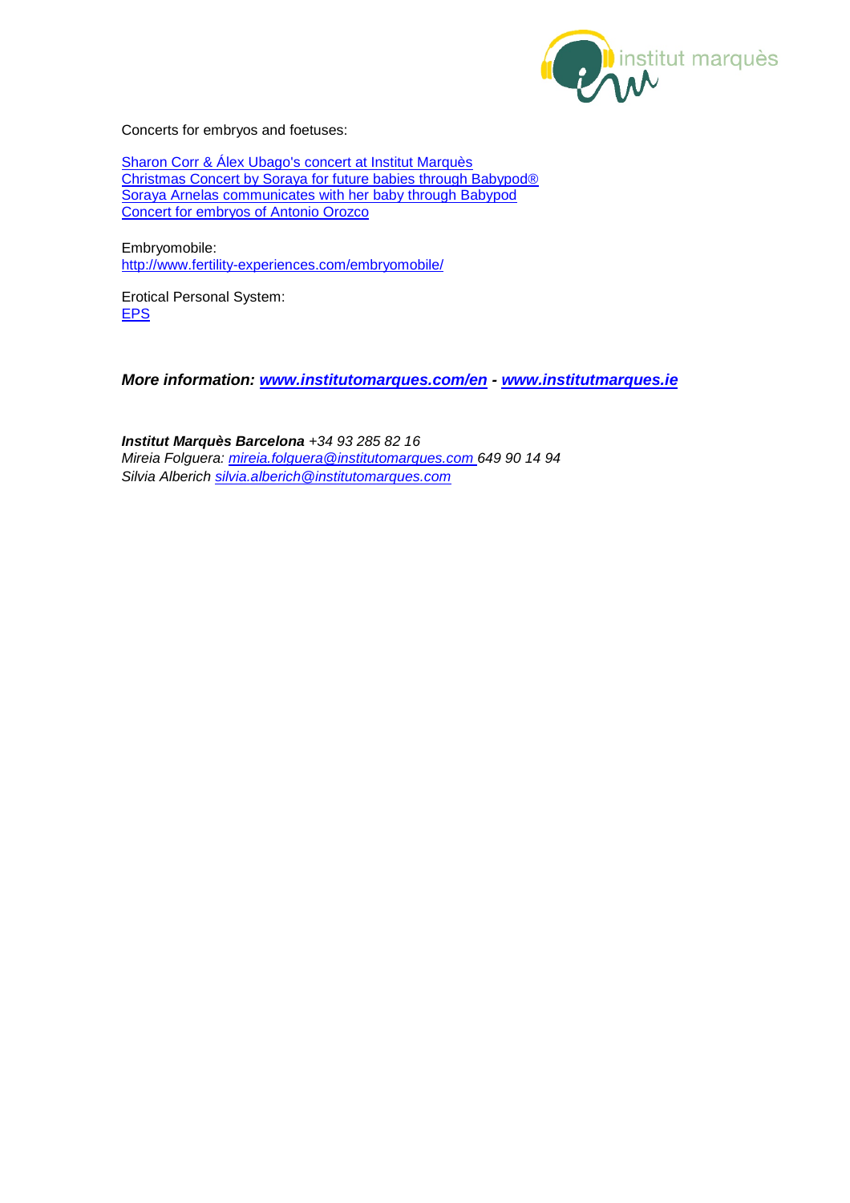Concerts for embryos and foetuses:

Sharon Corr & Álex Ubago's concert at Institut Marquès
Christmas Concert by Soraya for future babies through Babypod®
Soraya Arnelas communicates with her baby through Babypod
Concert for embryos of Antonio Orozco

Embryomobile:
http://www.fertility-experiences.com/embryomobile/

Erotical Personal System:
EPS

***More information: www.institutomarques.com/en - www.institutmarques.ie***

***Institut Marquès Barcelona*** *+34 93 285 82 16*
*Mireia Folguera: mireia.folguera@institutomarques.com 649 90 14 94*
*Silvia Alberich silvia.alberich@institutomarques.com*